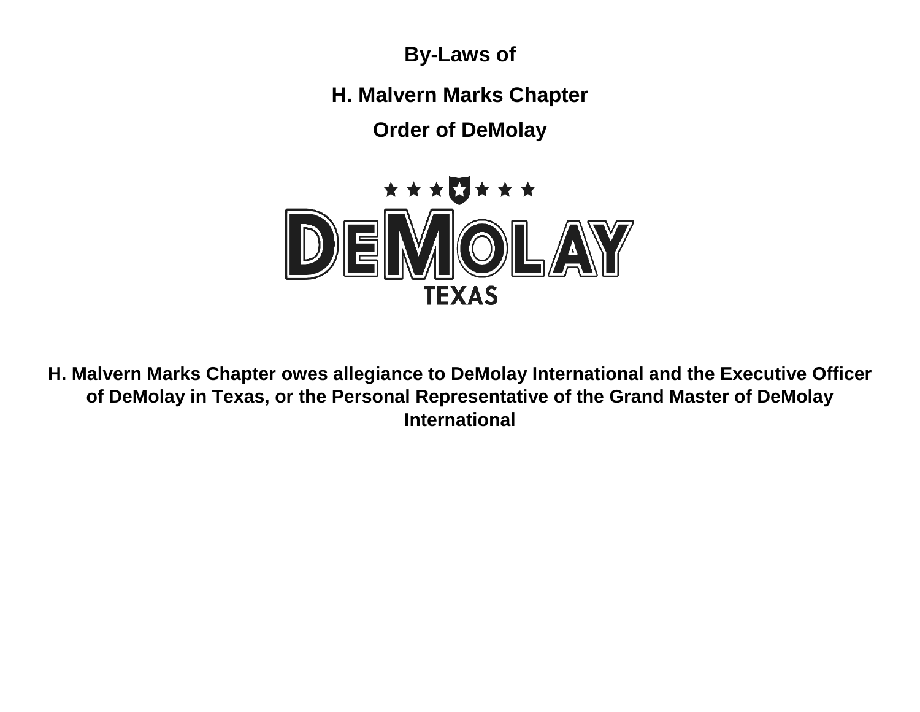# By-Laws of

# H. Malvern Marks Chapter

# Order of DeMolay

**H. Malvern Marks Chapter owes allegiance to DeMolay International and the Executive Officer of DeMolay in Texas, or the Personal Representative of the Grand Master of DeMolay International**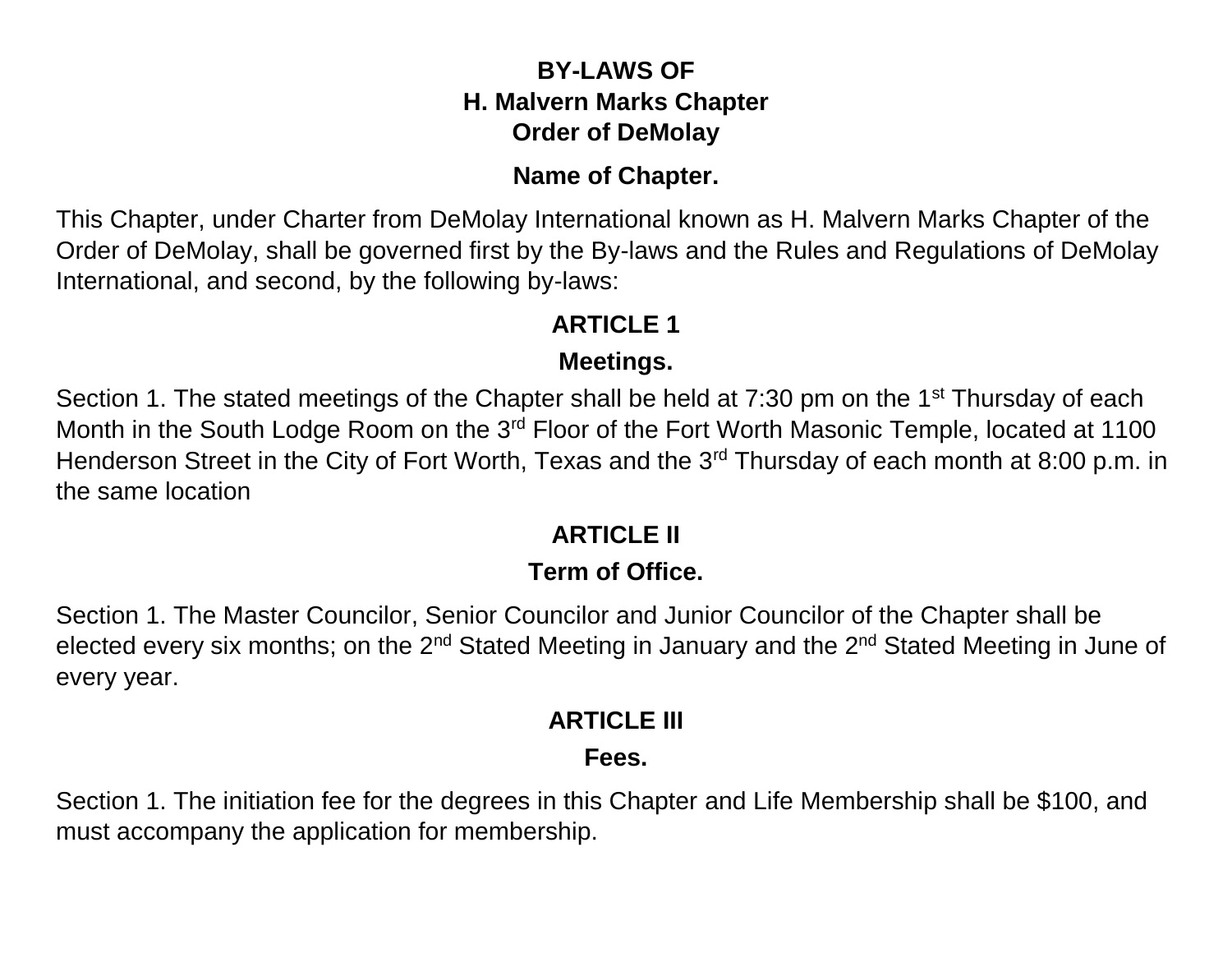# BY-LAWS OF
# H. Malvern Marks Chapter
# Order of DeMolay

## Name of Chapter.

This Chapter, under Charter from DeMolay International known as H. Malvern Marks Chapter of the Order of DeMolay, shall be governed first by the By-laws and the Rules and Regulations of DeMolay International, and second, by the following by-laws:

## ARTICLE 1

### Meetings.

Section 1. The stated meetings of the Chapter shall be held at 7:30 pm on the 1st Thursday of each Month in the South Lodge Room on the 3rd Floor of the Fort Worth Masonic Temple, located at 1100 Henderson Street in the City of Fort Worth, Texas and the 3rd Thursday of each month at 8:00 p.m. in the same location

## ARTICLE II

### Term of Office.

Section 1. The Master Councilor, Senior Councilor and Junior Councilor of the Chapter shall be elected every six months; on the 2nd Stated Meeting in January and the 2nd Stated Meeting in June of every year.

## ARTICLE III

### Fees.

Section 1. The initiation fee for the degrees in this Chapter and Life Membership shall be $100, and must accompany the application for membership.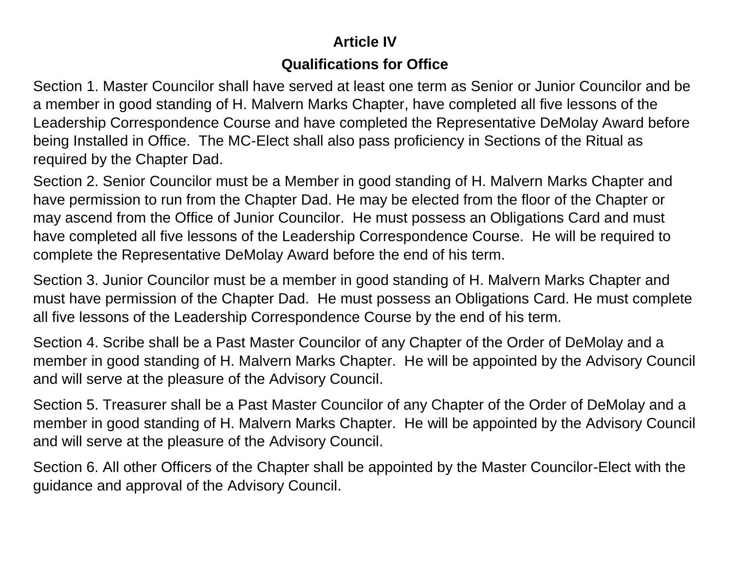## Article IV

## Qualifications for Office

Section 1. Master Councilor shall have served at least one term as Senior or Junior Councilor and be a member in good standing of H. Malvern Marks Chapter, have completed all five lessons of the Leadership Correspondence Course and have completed the Representative DeMolay Award before being Installed in Office. The MC-Elect shall also pass proficiency in Sections of the Ritual as required by the Chapter Dad.

Section 2. Senior Councilor must be a Member in good standing of H. Malvern Marks Chapter and have permission to run from the Chapter Dad. He may be elected from the floor of the Chapter or may ascend from the Office of Junior Councilor. He must possess an Obligations Card and must have completed all five lessons of the Leadership Correspondence Course. He will be required to complete the Representative DeMolay Award before the end of his term.

Section 3. Junior Councilor must be a member in good standing of H. Malvern Marks Chapter and must have permission of the Chapter Dad. He must possess an Obligations Card. He must complete all five lessons of the Leadership Correspondence Course by the end of his term.

Section 4. Scribe shall be a Past Master Councilor of any Chapter of the Order of DeMolay and a member in good standing of H. Malvern Marks Chapter. He will be appointed by the Advisory Council and will serve at the pleasure of the Advisory Council.

Section 5. Treasurer shall be a Past Master Councilor of any Chapter of the Order of DeMolay and a member in good standing of H. Malvern Marks Chapter. He will be appointed by the Advisory Council and will serve at the pleasure of the Advisory Council.

Section 6. All other Officers of the Chapter shall be appointed by the Master Councilor-Elect with the guidance and approval of the Advisory Council.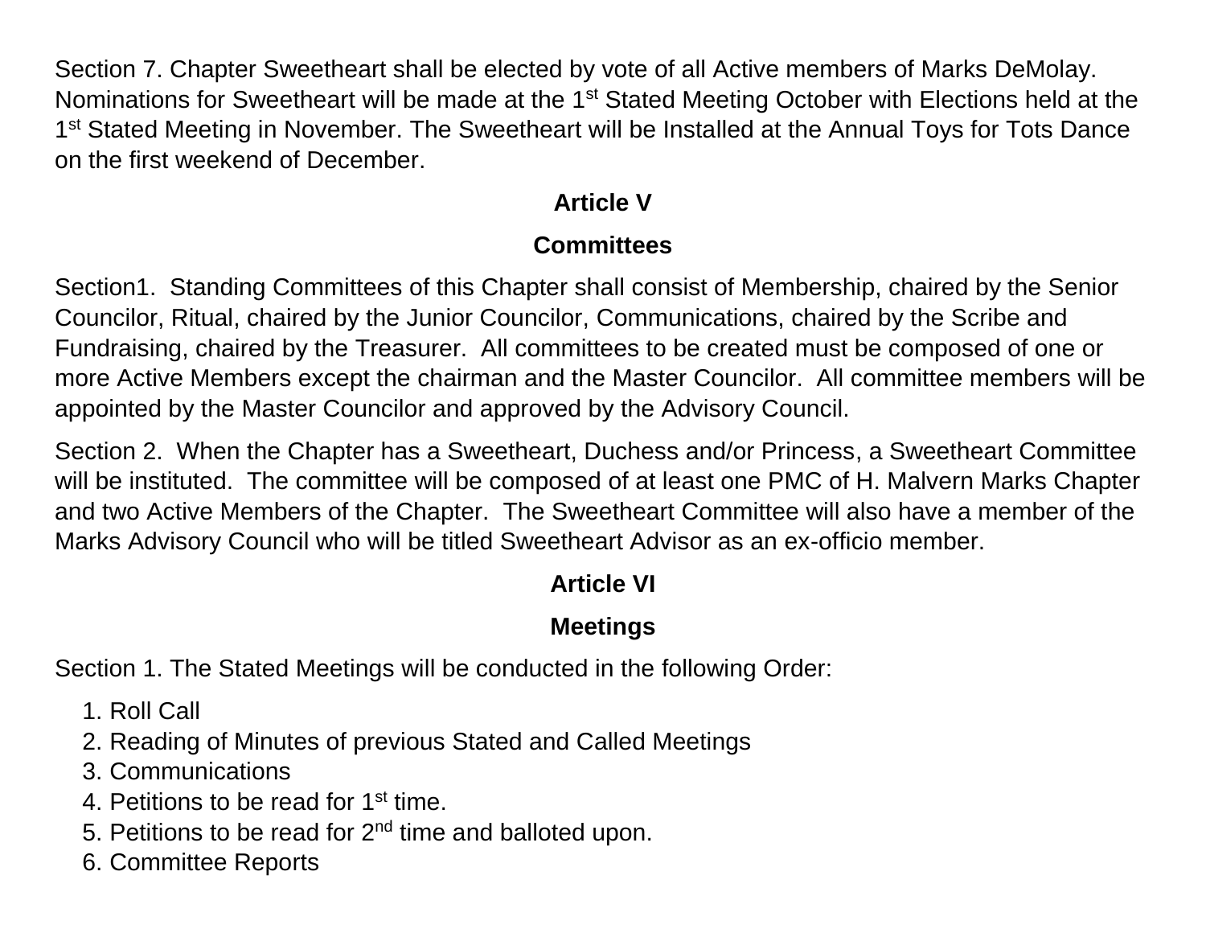Section 7. Chapter Sweetheart shall be elected by vote of all Active members of Marks DeMolay. Nominations for Sweetheart will be made at the 1st Stated Meeting October with Elections held at the 1st Stated Meeting in November. The Sweetheart will be Installed at the Annual Toys for Tots Dance on the first weekend of December.

## Article V

## Committees

Section1. Standing Committees of this Chapter shall consist of Membership, chaired by the Senior Councilor, Ritual, chaired by the Junior Councilor, Communications, chaired by the Scribe and Fundraising, chaired by the Treasurer. All committees to be created must be composed of one or more Active Members except the chairman and the Master Councilor. All committee members will be appointed by the Master Councilor and approved by the Advisory Council.

Section 2. When the Chapter has a Sweetheart, Duchess and/or Princess, a Sweetheart Committee will be instituted. The committee will be composed of at least one PMC of H. Malvern Marks Chapter and two Active Members of the Chapter. The Sweetheart Committee will also have a member of the Marks Advisory Council who will be titled Sweetheart Advisor as an ex-officio member.

## Article VI

## Meetings

Section 1. The Stated Meetings will be conducted in the following Order:

1. Roll Call
2. Reading of Minutes of previous Stated and Called Meetings
3. Communications
4. Petitions to be read for 1st time.
5. Petitions to be read for 2nd time and balloted upon.
6. Committee Reports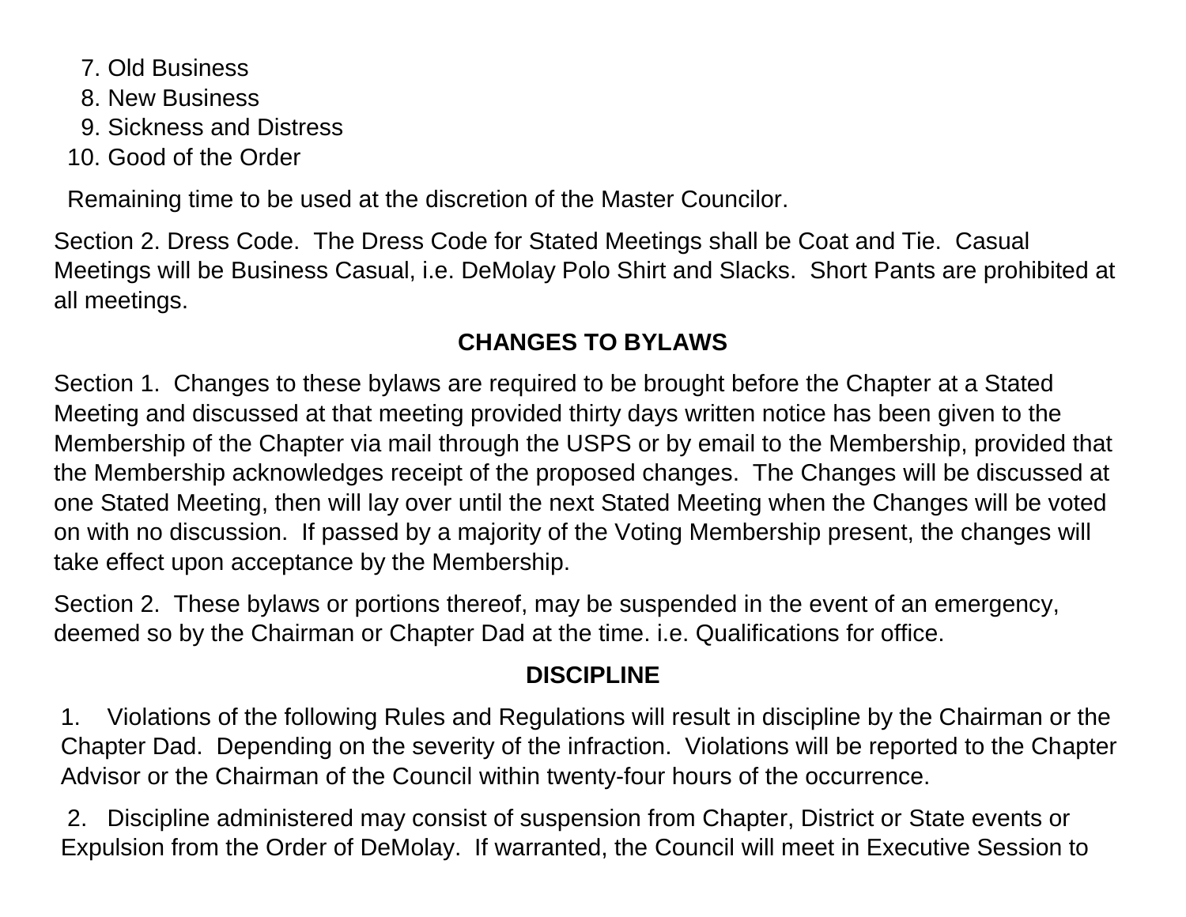7. Old Business
8. New Business
9. Sickness and Distress
10. Good of the Order

Remaining time to be used at the discretion of the Master Councilor.

Section 2. Dress Code. The Dress Code for Stated Meetings shall be Coat and Tie. Casual Meetings will be Business Casual, i.e. DeMolay Polo Shirt and Slacks. Short Pants are prohibited at all meetings.

## CHANGES TO BYLAWS

Section 1. Changes to these bylaws are required to be brought before the Chapter at a Stated Meeting and discussed at that meeting provided thirty days written notice has been given to the Membership of the Chapter via mail through the USPS or by email to the Membership, provided that the Membership acknowledges receipt of the proposed changes. The Changes will be discussed at one Stated Meeting, then will lay over until the next Stated Meeting when the Changes will be voted on with no discussion. If passed by a majority of the Voting Membership present, the changes will take effect upon acceptance by the Membership.

Section 2. These bylaws or portions thereof, may be suspended in the event of an emergency, deemed so by the Chairman or Chapter Dad at the time. i.e. Qualifications for office.

## DISCIPLINE

1. Violations of the following Rules and Regulations will result in discipline by the Chairman or the Chapter Dad. Depending on the severity of the infraction. Violations will be reported to the Chapter Advisor or the Chairman of the Council within twenty-four hours of the occurrence.

2. Discipline administered may consist of suspension from Chapter, District or State events or Expulsion from the Order of DeMolay. If warranted, the Council will meet in Executive Session to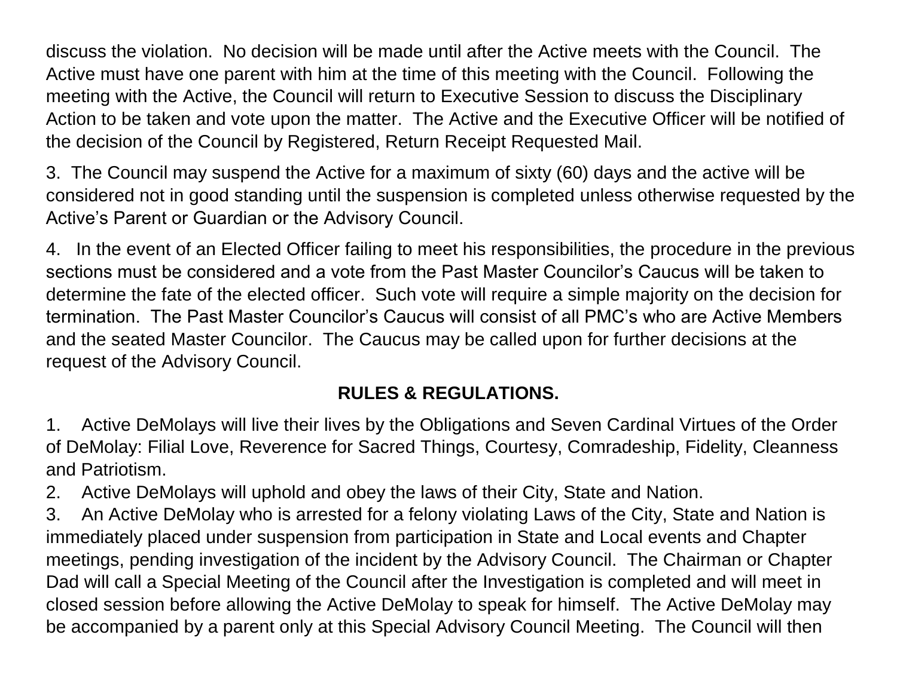discuss the violation. No decision will be made until after the Active meets with the Council. The Active must have one parent with him at the time of this meeting with the Council. Following the meeting with the Active, the Council will return to Executive Session to discuss the Disciplinary Action to be taken and vote upon the matter. The Active and the Executive Officer will be notified of the decision of the Council by Registered, Return Receipt Requested Mail.

3. The Council may suspend the Active for a maximum of sixty (60) days and the active will be considered not in good standing until the suspension is completed unless otherwise requested by the Active's Parent or Guardian or the Advisory Council.

4. In the event of an Elected Officer failing to meet his responsibilities, the procedure in the previous sections must be considered and a vote from the Past Master Councilor's Caucus will be taken to determine the fate of the elected officer. Such vote will require a simple majority on the decision for termination. The Past Master Councilor's Caucus will consist of all PMC's who are Active Members and the seated Master Councilor. The Caucus may be called upon for further decisions at the request of the Advisory Council.

## RULES & REGULATIONS.

1. Active DeMolays will live their lives by the Obligations and Seven Cardinal Virtues of the Order of DeMolay: Filial Love, Reverence for Sacred Things, Courtesy, Comradeship, Fidelity, Cleanness and Patriotism.
2. Active DeMolays will uphold and obey the laws of their City, State and Nation.
3. An Active DeMolay who is arrested for a felony violating Laws of the City, State and Nation is immediately placed under suspension from participation in State and Local events and Chapter meetings, pending investigation of the incident by the Advisory Council. The Chairman or Chapter Dad will call a Special Meeting of the Council after the Investigation is completed and will meet in closed session before allowing the Active DeMolay to speak for himself. The Active DeMolay may be accompanied by a parent only at this Special Advisory Council Meeting. The Council will then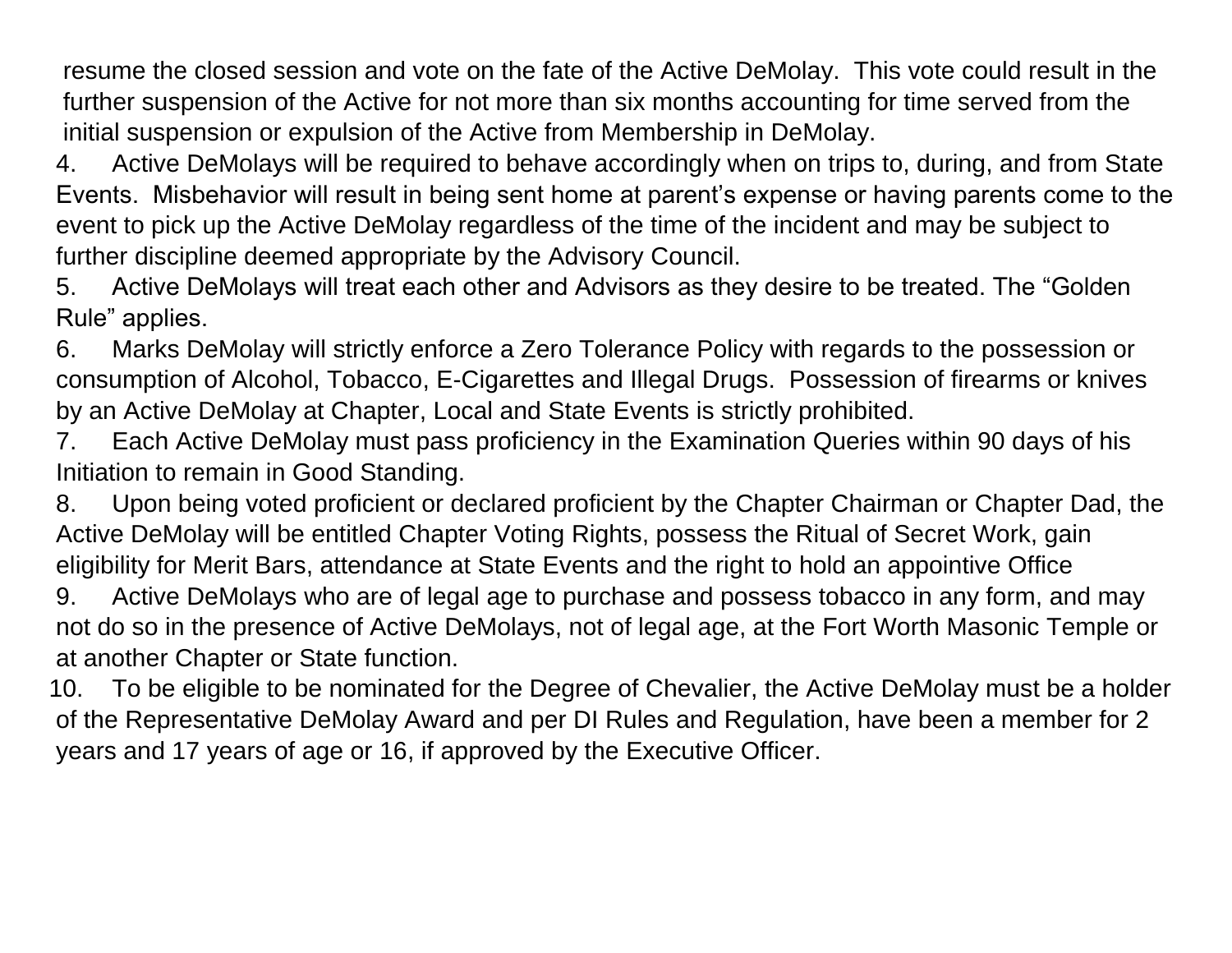resume the closed session and vote on the fate of the Active DeMolay. This vote could result in the further suspension of the Active for not more than six months accounting for time served from the initial suspension or expulsion of the Active from Membership in DeMolay.

4. Active DeMolays will be required to behave accordingly when on trips to, during, and from State Events. Misbehavior will result in being sent home at parent's expense or having parents come to the event to pick up the Active DeMolay regardless of the time of the incident and may be subject to further discipline deemed appropriate by the Advisory Council.
5. Active DeMolays will treat each other and Advisors as they desire to be treated. The "Golden Rule" applies.
6. Marks DeMolay will strictly enforce a Zero Tolerance Policy with regards to the possession or consumption of Alcohol, Tobacco, E-Cigarettes and Illegal Drugs. Possession of firearms or knives by an Active DeMolay at Chapter, Local and State Events is strictly prohibited.
7. Each Active DeMolay must pass proficiency in the Examination Queries within 90 days of his Initiation to remain in Good Standing.
8. Upon being voted proficient or declared proficient by the Chapter Chairman or Chapter Dad, the Active DeMolay will be entitled Chapter Voting Rights, possess the Ritual of Secret Work, gain eligibility for Merit Bars, attendance at State Events and the right to hold an appointive Office
9. Active DeMolays who are of legal age to purchase and possess tobacco in any form, and may not do so in the presence of Active DeMolays, not of legal age, at the Fort Worth Masonic Temple or at another Chapter or State function.
10. To be eligible to be nominated for the Degree of Chevalier, the Active DeMolay must be a holder of the Representative DeMolay Award and per DI Rules and Regulation, have been a member for 2 years and 17 years of age or 16, if approved by the Executive Officer.